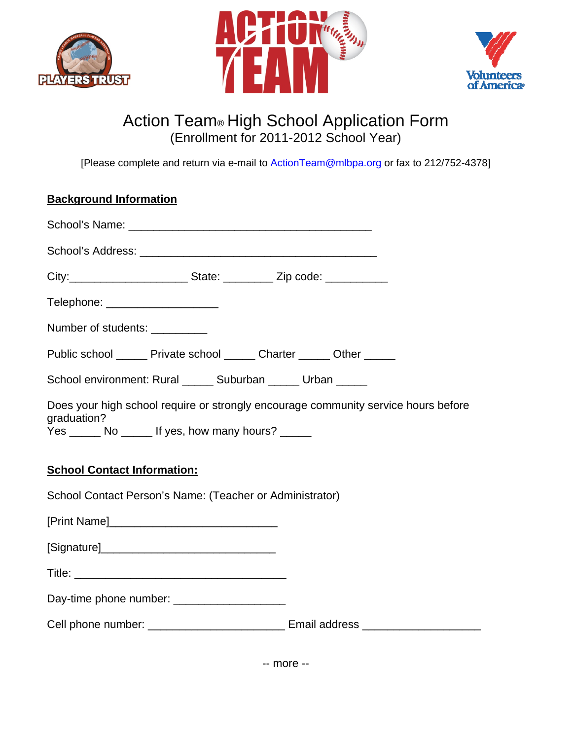# Action Team® High School Application Form

(Enrollment for 2011-2012 School Year)

[Please complete and return via e-mail to ActionTeam@mlbpa.org or fax to 212/752-4378]

**Background Information**

School's Name: ________________________________________

School's Address: _______________________________________

City:___________________ State: ________ Zip code: __________

Telephone: __________________

Number of students: _________

Public school _____ Private school _____ Charter _____ Other _____

School environment: Rural _____ Suburban _____ Urban _____

Does your high school require or strongly encourage community service hours before graduation?
Yes _____ No _____ If yes, how many hours? _____

**School Contact Information:**

School Contact Person's Name: (Teacher or Administrator)

[Print Name]___________________________

[Signature]____________________________

Title: ___________________________________

Day-time phone number: __________________

Cell phone number: ______________________ Email address ___________________

-- more --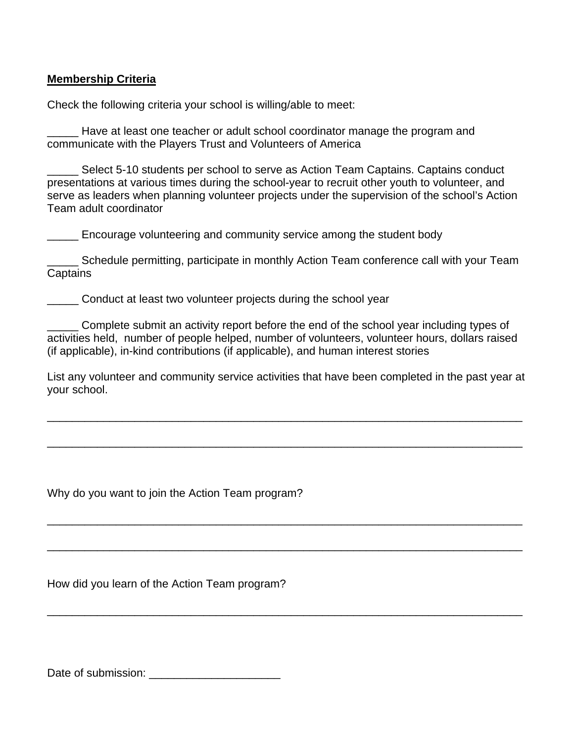**Membership Criteria**

Check the following criteria your school is willing/able to meet:

_____ Have at least one teacher or adult school coordinator manage the program and communicate with the Players Trust and Volunteers of America

_____ Select 5-10 students per school to serve as Action Team Captains. Captains conduct presentations at various times during the school-year to recruit other youth to volunteer, and serve as leaders when planning volunteer projects under the supervision of the school's Action Team adult coordinator

_____ Encourage volunteering and community service among the student body

_____ Schedule permitting, participate in monthly Action Team conference call with your Team Captains

_____ Conduct at least two volunteer projects during the school year

_____ Complete submit an activity report before the end of the school year including types of activities held, number of people helped, number of volunteers, volunteer hours, dollars raised (if applicable), in-kind contributions (if applicable), and human interest stories

List any volunteer and community service activities that have been completed in the past year at your school.

_______________________________________________________________________________

_______________________________________________________________________________

Why do you want to join the Action Team program?

_______________________________________________________________________________

_______________________________________________________________________________

How did you learn of the Action Team program?

_______________________________________________________________________________

Date of submission: _____________________